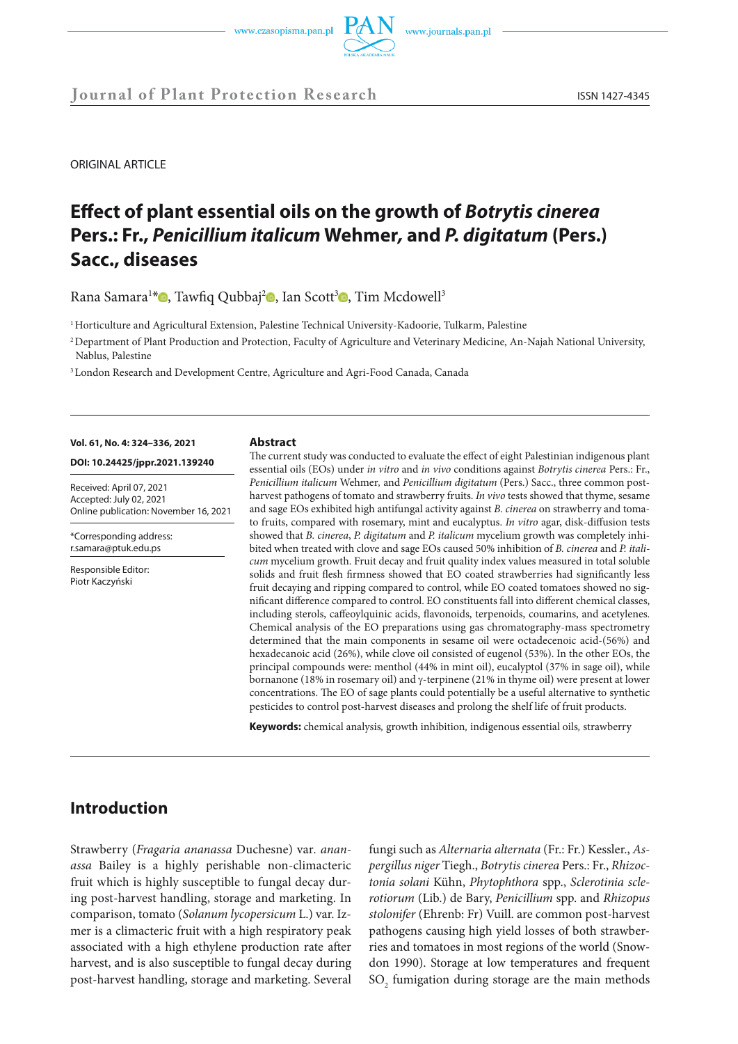ORIGINAL ARTICLE

# Effect of plant essential oils on the growth of *Botrytis cinerea* Pers.: Fr., *Penicillium italicum* Wehmer, and *P. digitatum* (Pers.) Sacc., diseases

Rana Samara[1]*, Tawfiq Qubbaj[2], Ian Scott[3], Tim Mcdowell[3]

[1] Horticulture and Agricultural Extension, Palestine Technical University-Kadoorie, Tulkarm, Palestine

[2] Department of Plant Production and Protection, Faculty of Agriculture and Veterinary Medicine, An-Najah National University, Nablus, Palestine

[3] London Research and Development Centre, Agriculture and Agri-Food Canada, Canada

**Vol. 61, No. 4: 324–336, 2021**

**DOI: 10.24425/jppr.2021.139240**

Received: April 07, 2021
Accepted: July 02, 2021
Online publication: November 16, 2021

*Corresponding address:
r.samara@ptuk.edu.ps

Responsible Editor:
Piotr Kaczyński

## Abstract

The current study was conducted to evaluate the effect of eight Palestinian indigenous plant essential oils (EOs) under *in vitro* and *in vivo* conditions against *Botrytis cinerea* Pers.: Fr., *Penicillium italicum* Wehmer, and *Penicillium digitatum* (Pers.) Sacc., three common post-harvest pathogens of tomato and strawberry fruits. *In vivo* tests showed that thyme, sesame and sage EOs exhibited high antifungal activity against *B. cinerea* on strawberry and tomato fruits, compared with rosemary, mint and eucalyptus. *In vitro* agar, disk-diffusion tests showed that *B. cinerea*, *P. digitatum* and *P. italicum* mycelium growth was completely inhibited when treated with clove and sage EOs caused 50% inhibition of *B. cinerea* and *P. italicum* mycelium growth. Fruit decay and fruit quality index values measured in total soluble solids and fruit flesh firmness showed that EO coated strawberries had significantly less fruit decaying and ripping compared to control, while EO coated tomatoes showed no significant difference compared to control. EO constituents fall into different chemical classes, including sterols, caffeoylquinic acids, flavonoids, terpenoids, coumarins, and acetylenes. Chemical analysis of the EO preparations using gas chromatography-mass spectrometry determined that the main components in sesame oil were octadecenoic acid-(56%) and hexadecanoic acid (26%), while clove oil consisted of eugenol (53%). In the other EOs, the principal compounds were: menthol (44% in mint oil), eucalyptol (37% in sage oil), while bornanone (18% in rosemary oil) and γ-terpinene (21% in thyme oil) were present at lower concentrations. The EO of sage plants could potentially be a useful alternative to synthetic pesticides to control post-harvest diseases and prolong the shelf life of fruit products.

**Keywords:** chemical analysis, growth inhibition, indigenous essential oils, strawberry

## Introduction

Strawberry (*Fragaria ananassa* Duchesne) var. *ananassa* Bailey is a highly perishable non-climacteric fruit which is highly susceptible to fungal decay during post-harvest handling, storage and marketing. In comparison, tomato (*Solanum lycopersicum* L.) var. Izmer is a climacteric fruit with a high respiratory peak associated with a high ethylene production rate after harvest, and is also susceptible to fungal decay during post-harvest handling, storage and marketing. Several fungi such as *Alternaria alternata* (Fr.: Fr.) Kessler., *Aspergillus niger* Tiegh., *Botrytis cinerea* Pers.: Fr., *Rhizoctonia solani* Kühn, *Phytophthora* spp., *Sclerotinia sclerotiorum* (Lib.) de Bary, *Penicillium* spp. and *Rhizopus stolonifer* (Ehrenb: Fr) Vuill. are common post-harvest pathogens causing high yield losses of both strawberries and tomatoes in most regions of the world (Snowdon 1990). Storage at low temperatures and frequent $SO_2$ fumigation during storage are the main methods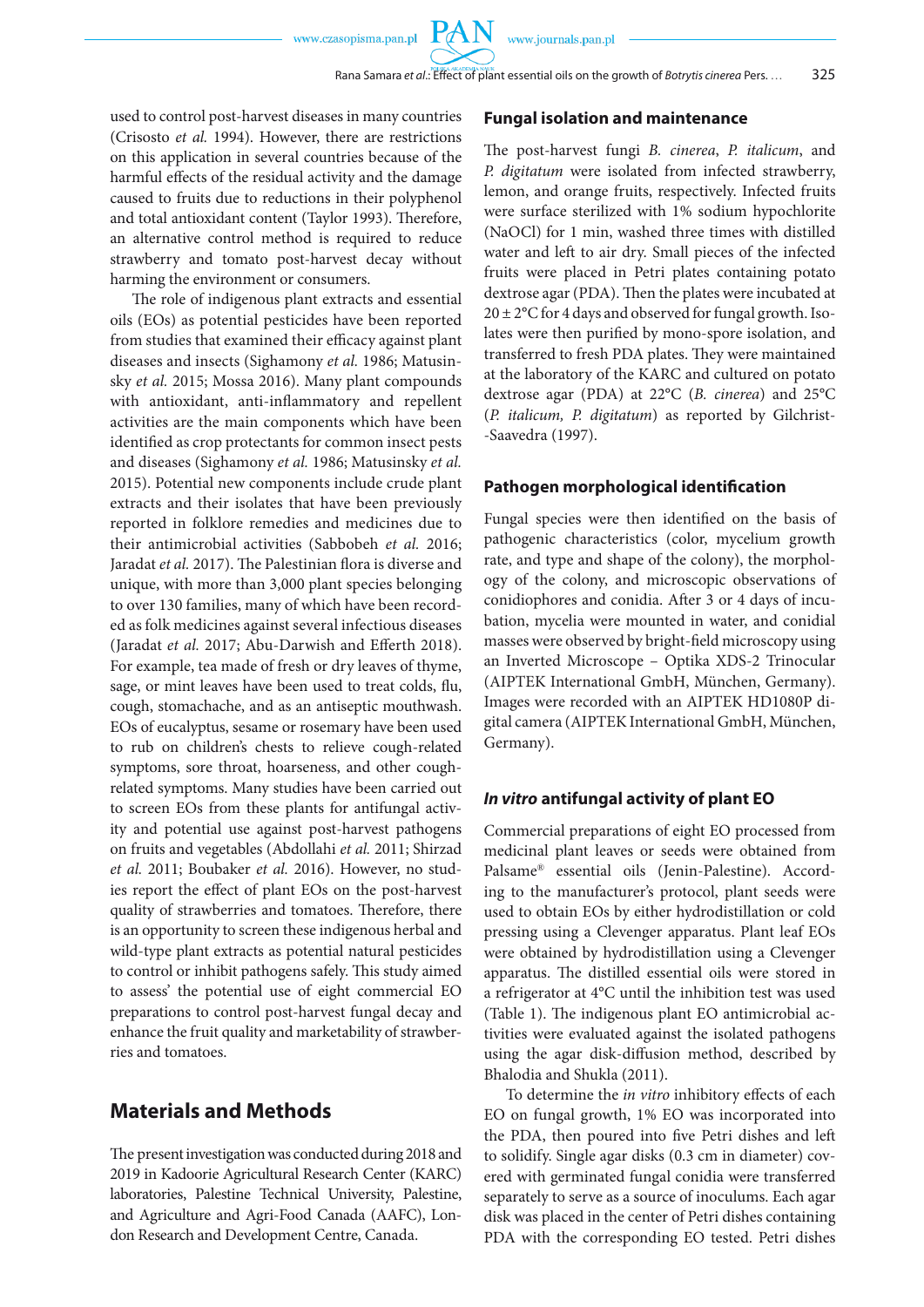used to control post-harvest diseases in many countries (Crisosto *et al.* 1994). However, there are restrictions on this application in several countries because of the harmful effects of the residual activity and the damage caused to fruits due to reductions in their polyphenol and total antioxidant content (Taylor 1993). Therefore, an alternative control method is required to reduce strawberry and tomato post-harvest decay without harming the environment or consumers.

The role of indigenous plant extracts and essential oils (EOs) as potential pesticides have been reported from studies that examined their efficacy against plant diseases and insects (Sighamony *et al.* 1986; Matusinsky *et al.* 2015; Mossa 2016). Many plant compounds with antioxidant, anti-inflammatory and repellent activities are the main components which have been identified as crop protectants for common insect pests and diseases (Sighamony *et al.* 1986; Matusinsky *et al.* 2015). Potential new components include crude plant extracts and their isolates that have been previously reported in folklore remedies and medicines due to their antimicrobial activities (Sabbobeh *et al.* 2016; Jaradat *et al.* 2017). The Palestinian flora is diverse and unique, with more than 3,000 plant species belonging to over 130 families, many of which have been recorded as folk medicines against several infectious diseases (Jaradat *et al.* 2017; Abu-Darwish and Efferth 2018). For example, tea made of fresh or dry leaves of thyme, sage, or mint leaves have been used to treat colds, flu, cough, stomachache, and as an antiseptic mouthwash. EOs of eucalyptus, sesame or rosemary have been used to rub on children's chests to relieve cough-related symptoms, sore throat, hoarseness, and other cough-related symptoms. Many studies have been carried out to screen EOs from these plants for antifungal activity and potential use against post-harvest pathogens on fruits and vegetables (Abdollahi *et al.* 2011; Shirzad *et al.* 2011; Boubaker *et al.* 2016). However, no studies report the effect of plant EOs on the post-harvest quality of strawberries and tomatoes. Therefore, there is an opportunity to screen these indigenous herbal and wild-type plant extracts as potential natural pesticides to control or inhibit pathogens safely. This study aimed to assess' the potential use of eight commercial EO preparations to control post-harvest fungal decay and enhance the fruit quality and marketability of strawberries and tomatoes.

## Materials and Methods

The present investigation was conducted during 2018 and 2019 in Kadoorie Agricultural Research Center (KARC) laboratories, Palestine Technical University, Palestine, and Agriculture and Agri-Food Canada (AAFC), London Research and Development Centre, Canada.

### Fungal isolation and maintenance

The post-harvest fungi *B. cinerea*, *P. italicum*, and *P. digitatum* were isolated from infected strawberry, lemon, and orange fruits, respectively. Infected fruits were surface sterilized with 1% sodium hypochlorite (NaOCl) for 1 min, washed three times with distilled water and left to air dry. Small pieces of the infected fruits were placed in Petri plates containing potato dextrose agar (PDA). Then the plates were incubated at 20 ± 2°C for 4 days and observed for fungal growth. Isolates were then purified by mono-spore isolation, and transferred to fresh PDA plates. They were maintained at the laboratory of the KARC and cultured on potato dextrose agar (PDA) at 22°C (*B. cinerea*) and 25°C (*P. italicum, P. digitatum*) as reported by Gilchrist-Saavedra (1997).

### Pathogen morphological identification

Fungal species were then identified on the basis of pathogenic characteristics (color, mycelium growth rate, and type and shape of the colony), the morphology of the colony, and microscopic observations of conidiophores and conidia. After 3 or 4 days of incubation, mycelia were mounted in water, and conidial masses were observed by bright-field microscopy using an Inverted Microscope – Optika XDS-2 Trinocular (AIPTEK International GmbH, München, Germany). Images were recorded with an AIPTEK HD1080P digital camera (AIPTEK International GmbH, München, Germany).

### *In vitro* antifungal activity of plant EO

Commercial preparations of eight EO processed from medicinal plant leaves or seeds were obtained from Palsame® essential oils (Jenin-Palestine). According to the manufacturer's protocol, plant seeds were used to obtain EOs by either hydrodistillation or cold pressing using a Clevenger apparatus. Plant leaf EOs were obtained by hydrodistillation using a Clevenger apparatus. The distilled essential oils were stored in a refrigerator at 4°C until the inhibition test was used (Table 1). The indigenous plant EO antimicrobial activities were evaluated against the isolated pathogens using the agar disk-diffusion method, described by Bhalodia and Shukla (2011).

To determine the *in vitro* inhibitory effects of each EO on fungal growth, 1% EO was incorporated into the PDA, then poured into five Petri dishes and left to solidify. Single agar disks (0.3 cm in diameter) covered with germinated fungal conidia were transferred separately to serve as a source of inoculums. Each agar disk was placed in the center of Petri dishes containing PDA with the corresponding EO tested. Petri dishes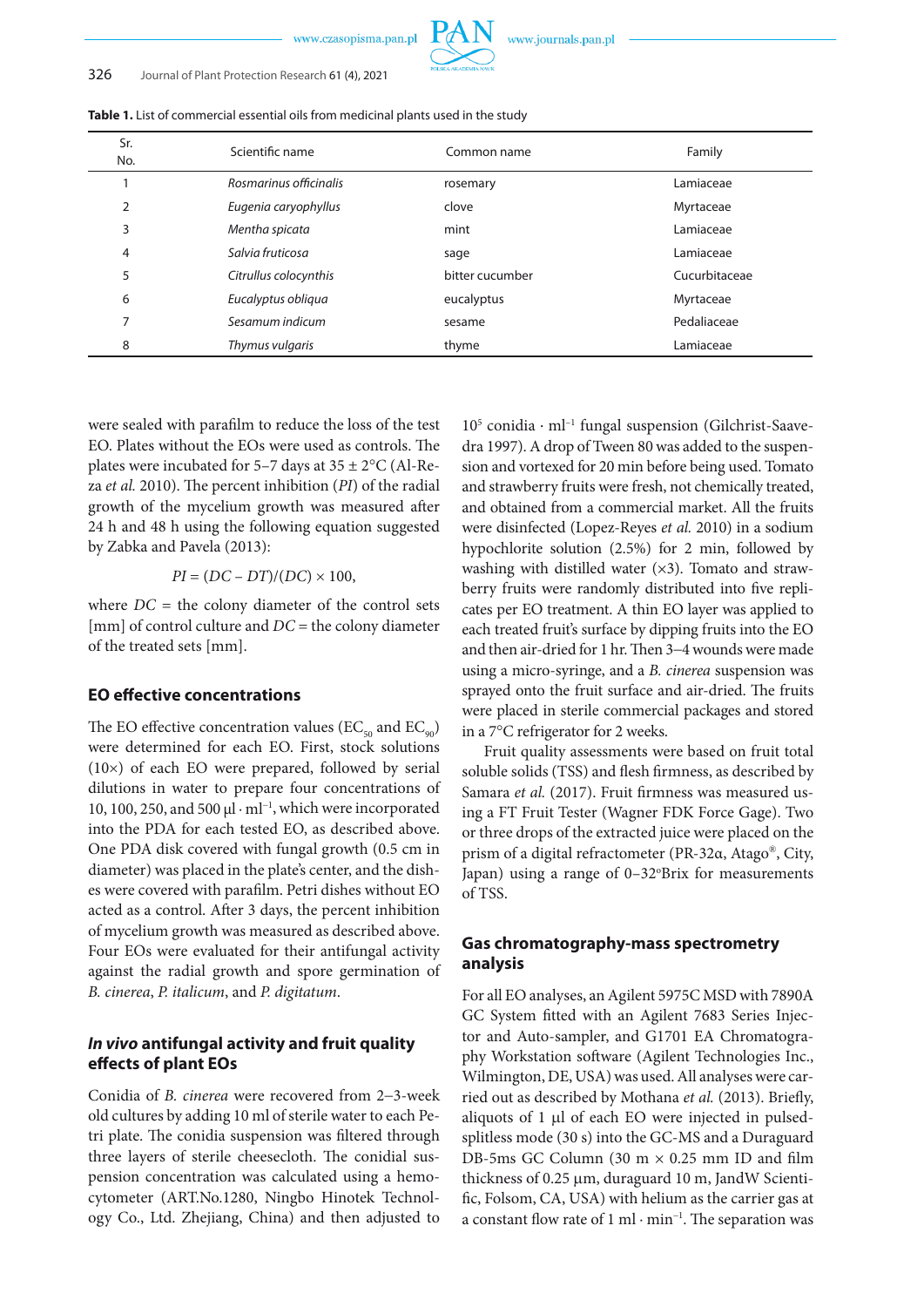**Table 1.** List of commercial essential oils from medicinal plants used in the study

| Sr. No. | Scientific name | Common name | Family |
|---|---|---|---|
| 1 | *Rosmarinus officinalis* | rosemary | Lamiaceae |
| 2 | *Eugenia caryophyllus* | clove | Myrtaceae |
| 3 | *Mentha spicata* | mint | Lamiaceae |
| 4 | *Salvia fruticosa* | sage | Lamiaceae |
| 5 | *Citrullus colocynthis* | bitter cucumber | Cucurbitaceae |
| 6 | *Eucalyptus obliqua* | eucalyptus | Myrtaceae |
| 7 | *Sesamum indicum* | sesame | Pedaliaceae |
| 8 | *Thymus vulgaris* | thyme | Lamiaceae |

were sealed with parafilm to reduce the loss of the test EO. Plates without the EOs were used as controls. The plates were incubated for 5–7 days at 35 ± 2°C (Al-Reza *et al.* 2010). The percent inhibition (*PI*) of the radial growth of the mycelium growth was measured after 24 h and 48 h using the following equation suggested by Zabka and Pavela (2013):

$$PI = (DC - DT)/(DC) \times 100,$$

where $DC$ = the colony diameter of the control sets [mm] of control culture and $DC$ = the colony diameter of the treated sets [mm].

## EO effective concentrations

The EO effective concentration values ($EC_{50}$ and $EC_{90}$) were determined for each EO. First, stock solutions (10×) of each EO were prepared, followed by serial dilutions in water to prepare four concentrations of 10, 100, 250, and 500 μl · ml$^{-1}$, which were incorporated into the PDA for each tested EO, as described above. One PDA disk covered with fungal growth (0.5 cm in diameter) was placed in the plate's center, and the dishes were covered with parafilm. Petri dishes without EO acted as a control. After 3 days, the percent inhibition of mycelium growth was measured as described above. Four EOs were evaluated for their antifungal activity against the radial growth and spore germination of *B. cinerea*, *P. italicum*, and *P. digitatum*.

## *In vivo* antifungal activity and fruit quality effects of plant EOs

Conidia of *B. cinerea* were recovered from 2–3-week old cultures by adding 10 ml of sterile water to each Petri plate. The conidia suspension was filtered through three layers of sterile cheesecloth. The conidial suspension concentration was calculated using a hemocytometer (ART.No.1280, Ningbo Hinotek Technology Co., Ltd. Zhejiang, China) and then adjusted to $10^5$ conidia · ml$^{-1}$ fungal suspension (Gilchrist-Saavedra 1997). A drop of Tween 80 was added to the suspension and vortexed for 20 min before being used. Tomato and strawberry fruits were fresh, not chemically treated, and obtained from a commercial market. All the fruits were disinfected (Lopez-Reyes *et al.* 2010) in a sodium hypochlorite solution (2.5%) for 2 min, followed by washing with distilled water (×3). Tomato and strawberry fruits were randomly distributed into five replicates per EO treatment. A thin EO layer was applied to each treated fruit's surface by dipping fruits into the EO and then air-dried for 1 hr. Then 3–4 wounds were made using a micro-syringe, and a *B. cinerea* suspension was sprayed onto the fruit surface and air-dried. The fruits were placed in sterile commercial packages and stored in a 7°C refrigerator for 2 weeks.

Fruit quality assessments were based on fruit total soluble solids (TSS) and flesh firmness, as described by Samara *et al.* (2017). Fruit firmness was measured using a FT Fruit Tester (Wagner FDK Force Gage). Two or three drops of the extracted juice were placed on the prism of a digital refractometer (PR-32α, Atago®, City, Japan) using a range of 0–32ºBrix for measurements of TSS.

## Gas chromatography-mass spectrometry analysis

For all EO analyses, an Agilent 5975C MSD with 7890A GC System fitted with an Agilent 7683 Series Injector and Auto-sampler, and G1701 EA Chromatography Workstation software (Agilent Technologies Inc., Wilmington, DE, USA) was used. All analyses were carried out as described by Mothana *et al.* (2013). Briefly, aliquots of 1 μl of each EO were injected in pulsed-splitless mode (30 s) into the GC-MS and a Duraguard DB-5ms GC Column (30 m × 0.25 mm ID and film thickness of 0.25 μm, duraguard 10 m, JandW Scientific, Folsom, CA, USA) with helium as the carrier gas at a constant flow rate of 1 ml · min$^{-1}$. The separation was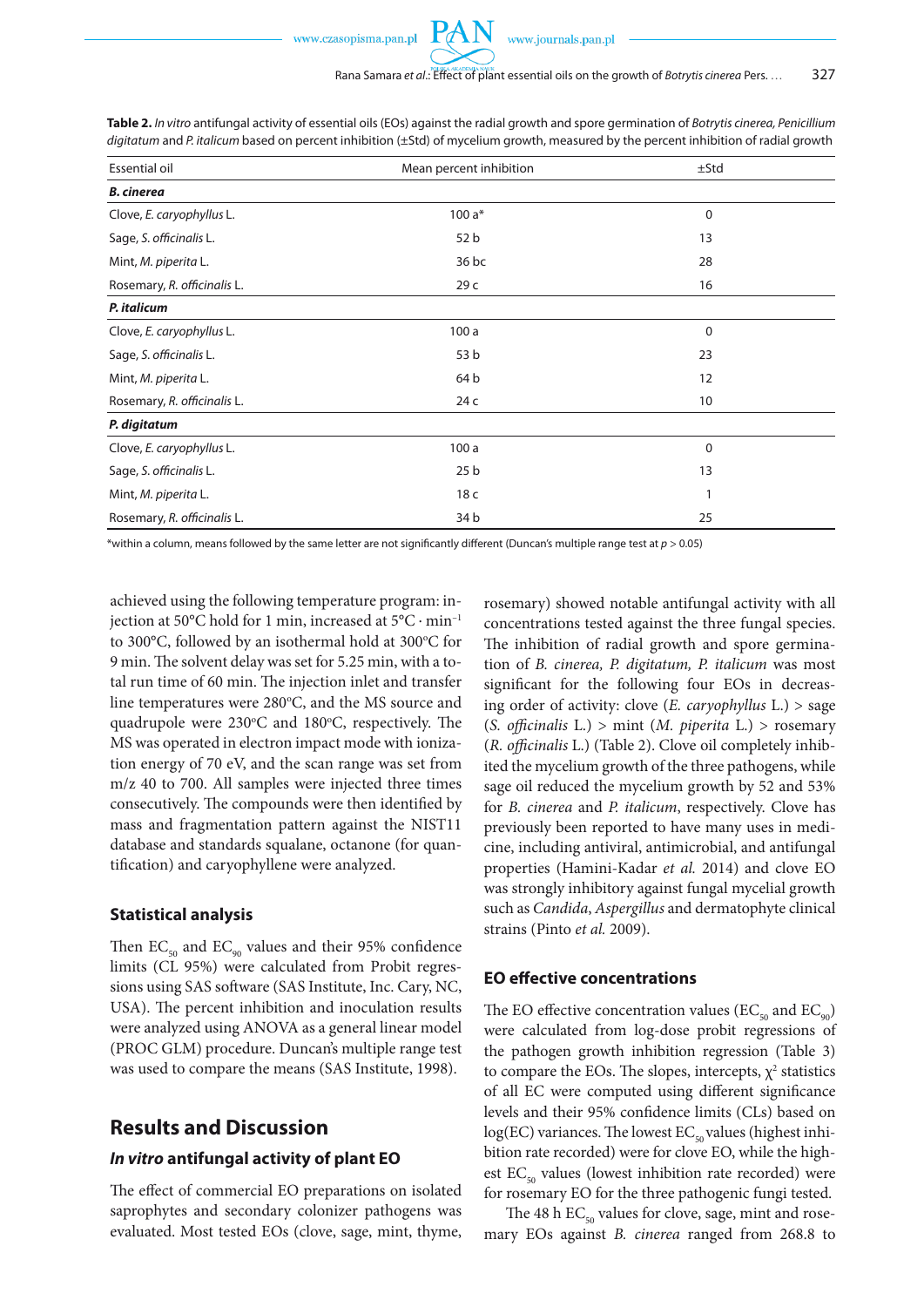**Table 2.** *In vitro* antifungal activity of essential oils (EOs) against the radial growth and spore germination of *Botrytis cinerea, Penicillium digitatum* and *P. italicum* based on percent inhibition (±Std) of mycelium growth, measured by the percent inhibition of radial growth

| Essential oil | Mean percent inhibition | ±Std |
|---|---|---|
| ***B. cinerea*** | | |
| Clove, *E. caryophyllus* L. | 100 a* | 0 |
| Sage, *S. officinalis* L. | 52 b | 13 |
| Mint, *M. piperita* L. | 36 bc | 28 |
| Rosemary, *R. officinalis* L. | 29 c | 16 |
| ***P. italicum*** | | |
| Clove, *E. caryophyllus* L. | 100 a | 0 |
| Sage, *S. officinalis* L. | 53 b | 23 |
| Mint, *M. piperita* L. | 64 b | 12 |
| Rosemary, *R. officinalis* L. | 24 c | 10 |
| ***P. digitatum*** | | |
| Clove, *E. caryophyllus* L. | 100 a | 0 |
| Sage, *S. officinalis* L. | 25 b | 13 |
| Mint, *M. piperita* L. | 18 c | 1 |
| Rosemary, *R. officinalis* L. | 34 b | 25 |

*within a column, means followed by the same letter are not significantly different (Duncan's multiple range test at $p > 0.05$)

achieved using the following temperature program: injection at 50°C hold for 1 min, increased at 5°C · min$^{-1}$ to 300°C, followed by an isothermal hold at 300°C for 9 min. The solvent delay was set for 5.25 min, with a total run time of 60 min. The injection inlet and transfer line temperatures were 280°C, and the MS source and quadrupole were 230°C and 180°C, respectively. The MS was operated in electron impact mode with ionization energy of 70 eV, and the scan range was set from m/z 40 to 700. All samples were injected three times consecutively. The compounds were then identified by mass and fragmentation pattern against the NIST11 database and standards squalane, octanone (for quantification) and caryophyllene were analyzed.

### Statistical analysis

Then $EC_{50}$ and $EC_{90}$ values and their 95% confidence limits (CL 95%) were calculated from Probit regressions using SAS software (SAS Institute, Inc. Cary, NC, USA). The percent inhibition and inoculation results were analyzed using ANOVA as a general linear model (PROC GLM) procedure. Duncan's multiple range test was used to compare the means (SAS Institute, 1998).

## Results and Discussion

### *In vitro* antifungal activity of plant EO

The effect of commercial EO preparations on isolated saprophytes and secondary colonizer pathogens was evaluated. Most tested EOs (clove, sage, mint, thyme, rosemary) showed notable antifungal activity with all concentrations tested against the three fungal species. The inhibition of radial growth and spore germination of *B. cinerea, P. digitatum, P. italicum* was most significant for the following four EOs in decreasing order of activity: clove (*E. caryophyllus* L.) > sage (*S. officinalis* L.) > mint (*M. piperita* L.) > rosemary (*R. officinalis* L.) (Table 2). Clove oil completely inhibited the mycelium growth of the three pathogens, while sage oil reduced the mycelium growth by 52 and 53% for *B. cinerea* and *P. italicum*, respectively. Clove has previously been reported to have many uses in medicine, including antiviral, antimicrobial, and antifungal properties (Hamini-Kadar *et al.* 2014) and clove EO was strongly inhibitory against fungal mycelial growth such as *Candida*, *Aspergillus* and dermatophyte clinical strains (Pinto *et al.* 2009).

### EO effective concentrations

The EO effective concentration values ($EC_{50}$ and $EC_{90}$) were calculated from log-dose probit regressions of the pathogen growth inhibition regression (Table 3) to compare the EOs. The slopes, intercepts, $\chi^2$ statistics of all EC were computed using different significance levels and their 95% confidence limits (CLs) based on log(EC) variances. The lowest $EC_{50}$ values (highest inhibition rate recorded) were for clove EO, while the highest $EC_{50}$ values (lowest inhibition rate recorded) were for rosemary EO for the three pathogenic fungi tested.

The 48 h $EC_{50}$ values for clove, sage, mint and rosemary EOs against *B. cinerea* ranged from 268.8 to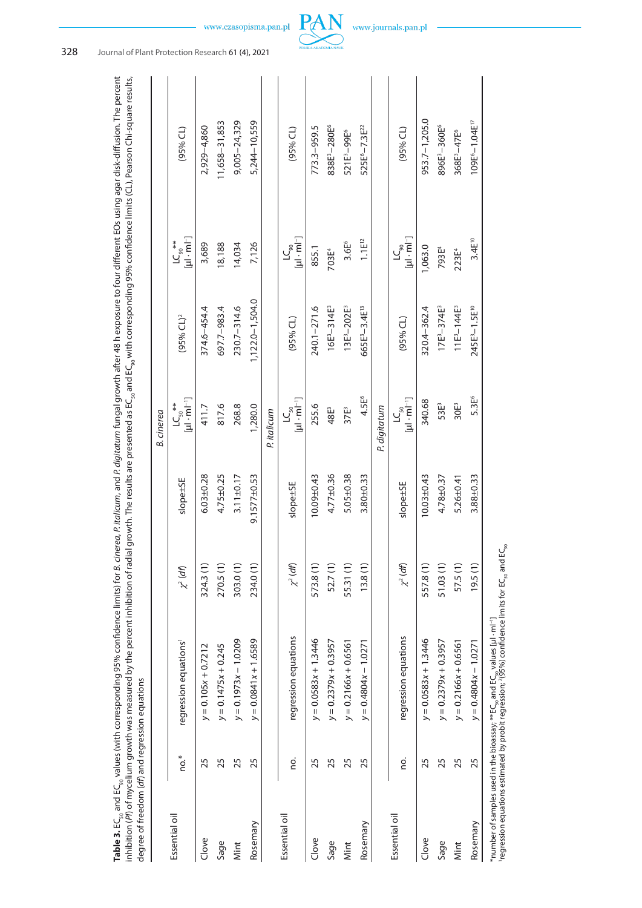**Table 3.** $EC_{50}$ and $EC_{90}$ values (with corresponding 95% confidence limits) for *B. cinerea*, *P. italicum*, and *P. digitatum* fungal growth after 48 h exposure to four different EOs using agar disk-diffusion. The percent inhibition (*PI*) of mycelium growth was measured by the percent inhibition of radial growth. The results are presented as $EC_{50}$ and $EC_{90}$ with corresponding 95% confidence limits (CL), Pearson Chi-square results, degree of freedom (*df*) and regression equations

| Essential oil | no.* | regression equations[1] | $\chi^2$ (*df*) | slope±SE | $LC_{50}$** [μl · ml$^{-1}$] | (95% CL)[2] | $LC_{90}$** [μl · ml$^{-1}$] | (95% CL) |
|---|---|---|---|---|---|---|---|---|
| | | | | | *B. cinerea* | | | |
| Clove | 25 | $y = 0.105x + 0.7212$ | 324.3 (1) | 6.03±0.28 | 411.7 | 374.6–454.4 | 3,689 | 2,929–4,860 |
| Sage | 25 | $y = 0.1475x + 0.245$ | 270.5 (1) | 4.75±0.25 | 817.6 | 697.7–983.4 | 18,188 | 11,658–31,853 |
| Mint | 25 | $y = 0.1973x - 1.0209$ | 303.0 (1) | 3.11±0.17 | 268.8 | 230.7–314.6 | 14,034 | 9,005–24,329 |
| Rosemary | 25 | $y = 0.0841x + 1.6589$ | 234.0 (1) | 9.1577±0.53 | 1,280.0 | 1,122.0–1,504.0 | 7,126 | 5,244–10,559 |
| | | | | | *P. italicum* | | | |
| Essential oil | no. | regression equations | $\chi^2$ (*df*) | slope±SE | $LC_{50}$ [μl · ml$^{-1}$] | (95% CL) | $LC_{90}$ [μl · ml$^{-1}$] | (95% CL) |
| Clove | 25 | $y = 0.0583x + 1.3446$ | 573.8 (1) | 10.09±0.43 | 255.6 | 240.1–271.6 | 855.1 | 773.3–959.5 |
| Sage | 25 | $y = 0.2379x + 0.3957$ | 52.7 (1) | 4.77±0.36 | 48E$^3$ | 16E$^3$–314E$^3$ | 703E$^4$ | 838E$^3$–280E$^6$ |
| Mint | 25 | $y = 0.2166x + 0.6561$ | 55.31 (1) | 5.05±0.38 | 37E$^3$ | 13E$^3$–202E$^3$ | 3.6E$^6$ | 521E$^3$–99E$^6$ |
| Rosemary | 25 | $y = 0.4804x - 1.0271$ | 13.8 (1) | 3.80±0.33 | 4.5E$^6$ | 665E$^3$–3.4E$^{13}$ | 1.1E$^{12}$ | 525E$^6$–7.3E$^{22}$ |
| | | | | | *P. digitatum* | | | |
| Essential oil | no. | regression equations | $\chi^2$ (*df*) | slope±SE | $LC_{50}$ [μl · ml$^{-1}$] | (95% CL) | $LC_{90}$ [μl · ml$^{-1}$] | (95% CL) |
| Clove | 25 | $y = 0.0583x + 1.3446$ | 557.8 (1) | 10.03±0.43 | 340.68 | 320.4–362.4 | 1,063.0 | 953.7–1,205.0 |
| Sage | 25 | $y = 0.2379x + 0.3957$ | 51.03 (1) | 4.78±0.37 | 53E$^3$ | 17E$^3$–374E$^3$ | 793E$^4$ | 896E$^3$–360E$^6$ |
| Mint | 25 | $y = 0.2166x + 0.6561$ | 57.5 (1) | 5.26±0.41 | 30E$^3$ | 11E$^3$–144E$^3$ | 223E$^4$ | 368E$^3$–47E$^6$ |
| Rosemary | 25 | $y = 0.4804x - 1.0271$ | 19.5 (1) | 3.88±0.33 | 5.3E$^6$ | 245E$^3$–1.5E$^{10}$ | 3.4E$^{10}$ | 109E$^6$–1.04E$^{17}$ |

*number of samples used in the bioassay; **$EC_{50}$ and $EC_{90}$ values [μl · ml$^{-1}$]
[1]regression equations estimated by probit regression; [2](95%) confidence limits for $EC_{50}$ and $EC_{90}$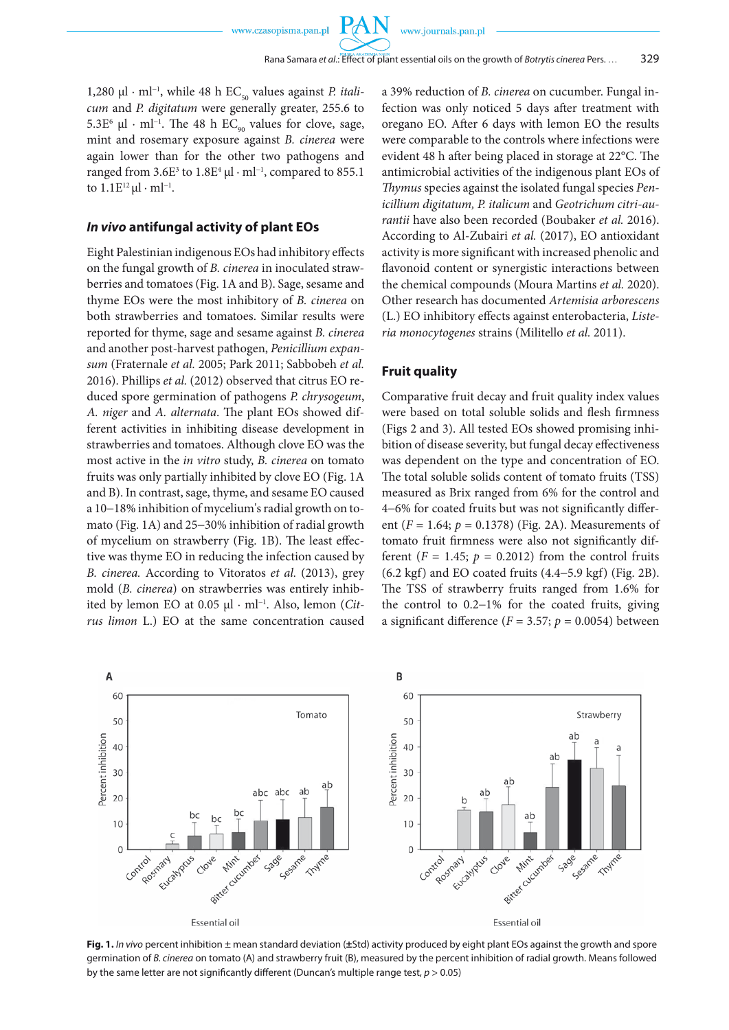1,280 µl · ml$^{-1}$, while 48 h $EC_{50}$ values against *P. italicum* and *P. digitatum* were generally greater, 255.6 to 5.3E$^{6}$ µl · ml$^{-1}$. The 48 h $EC_{90}$ values for clove, sage, mint and rosemary exposure against *B. cinerea* were again lower than for the other two pathogens and ranged from 3.6E$^{3}$ to 1.8E$^{4}$ µl · ml$^{-1}$, compared to 855.1 to 1.1E$^{12}$ µl · ml$^{-1}$.

### *In vivo* antifungal activity of plant EOs

Eight Palestinian indigenous EOs had inhibitory effects on the fungal growth of *B. cinerea* in inoculated strawberries and tomatoes (Fig. 1A and B). Sage, sesame and thyme EOs were the most inhibitory of *B. cinerea* on both strawberries and tomatoes. Similar results were reported for thyme, sage and sesame against *B. cinerea* and another post-harvest pathogen, *Penicillium expansum* (Fraternale *et al.* 2005; Park 2011; Sabbobeh *et al.* 2016). Phillips *et al.* (2012) observed that citrus EO reduced spore germination of pathogens *P. chrysogeum*, *A. niger* and *A. alternata*. The plant EOs showed different activities in inhibiting disease development in strawberries and tomatoes. Although clove EO was the most active in the *in vitro* study, *B. cinerea* on tomato fruits was only partially inhibited by clove EO (Fig. 1A and B). In contrast, sage, thyme, and sesame EO caused a 10–18% inhibition of mycelium's radial growth on tomato (Fig. 1A) and 25–30% inhibition of radial growth of mycelium on strawberry (Fig. 1B). The least effective was thyme EO in reducing the infection caused by *B. cinerea.* According to Vitoratos *et al.* (2013), grey mold (*B. cinerea*) on strawberries was entirely inhibited by lemon EO at 0.05 µl · ml$^{-1}$. Also, lemon (*Citrus limon* L.) EO at the same concentration caused a 39% reduction of *B. cinerea* on cucumber. Fungal infection was only noticed 5 days after treatment with oregano EO. After 6 days with lemon EO the results were comparable to the controls where infections were evident 48 h after being placed in storage at 22°C. The antimicrobial activities of the indigenous plant EOs of *Thymus* species against the isolated fungal species *Penicillium digitatum, P. italicum* and *Geotrichum citri-aurantii* have also been recorded (Boubaker *et al.* 2016). According to Al-Zubairi *et al.* (2017), EO antioxidant activity is more significant with increased phenolic and flavonoid content or synergistic interactions between the chemical compounds (Moura Martins *et al.* 2020). Other research has documented *Artemisia arborescens* (L.) EO inhibitory effects against enterobacteria, *Listeria monocytogenes* strains (Militello *et al.* 2011).

### Fruit quality

Comparative fruit decay and fruit quality index values were based on total soluble solids and flesh firmness (Figs 2 and 3). All tested EOs showed promising inhibition of disease severity, but fungal decay effectiveness was dependent on the type and concentration of EO. The total soluble solids content of tomato fruits (TSS) measured as Brix ranged from 6% for the control and 4–6% for coated fruits but was not significantly different ($F = 1.64$; $p = 0.1378$) (Fig. 2A). Measurements of tomato fruit firmness were also not significantly different ($F = 1.45$; $p = 0.2012$) from the control fruits (6.2 kgf) and EO coated fruits (4.4–5.9 kgf) (Fig. 2B). The TSS of strawberry fruits ranged from 1.6% for the control to 0.2–1% for the coated fruits, giving a significant difference ($F = 3.57$; $p = 0.0054$) between

**Fig. 1.** *In vivo* percent inhibition ± mean standard deviation (±Std) activity produced by eight plant EOs against the growth and spore germination of *B. cinerea* on tomato (A) and strawberry fruit (B), measured by the percent inhibition of radial growth. Means followed by the same letter are not significantly different (Duncan's multiple range test, $p > 0.05$)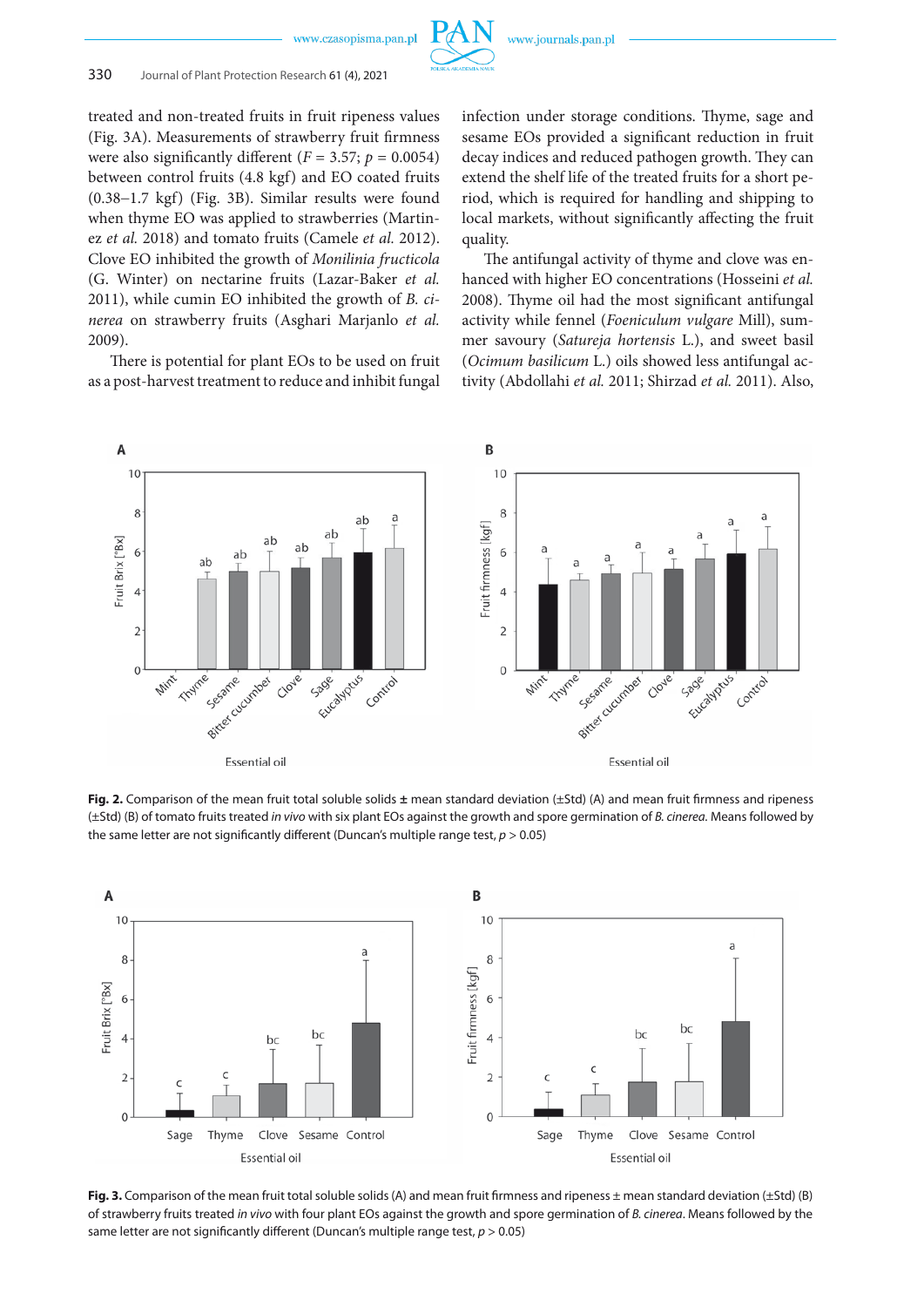treated and non-treated fruits in fruit ripeness values (Fig. 3A). Measurements of strawberry fruit firmness were also significantly different ($F = 3.57$; $p = 0.0054$) between control fruits (4.8 kgf) and EO coated fruits (0.38–1.7 kgf) (Fig. 3B). Similar results were found when thyme EO was applied to strawberries (Martinez *et al.* 2018) and tomato fruits (Camele *et al.* 2012). Clove EO inhibited the growth of *Monilinia fructicola* (G. Winter) on nectarine fruits (Lazar-Baker *et al.* 2011), while cumin EO inhibited the growth of *B. cinerea* on strawberry fruits (Asghari Marjanlo *et al.* 2009).

There is potential for plant EOs to be used on fruit as a post-harvest treatment to reduce and inhibit fungal infection under storage conditions. Thyme, sage and sesame EOs provided a significant reduction in fruit decay indices and reduced pathogen growth. They can extend the shelf life of the treated fruits for a short period, which is required for handling and shipping to local markets, without significantly affecting the fruit quality.

The antifungal activity of thyme and clove was enhanced with higher EO concentrations (Hosseini *et al.* 2008). Thyme oil had the most significant antifungal activity while fennel (*Foeniculum vulgare* Mill), summer savoury (*Satureja hortensis* L.), and sweet basil (*Ocimum basilicum* L.) oils showed less antifungal activity (Abdollahi *et al.* 2011; Shirzad *et al.* 2011). Also,

**Fig. 2.** Comparison of the mean fruit total soluble solids ± mean standard deviation (±Std) (A) and mean fruit firmness and ripeness (±Std) (B) of tomato fruits treated *in vivo* with six plant EOs against the growth and spore germination of *B. cinerea.* Means followed by the same letter are not significantly different (Duncan's multiple range test, $p > 0.05$)

**Fig. 3.** Comparison of the mean fruit total soluble solids (A) and mean fruit firmness and ripeness ± mean standard deviation (±Std) (B) of strawberry fruits treated *in vivo* with four plant EOs against the growth and spore germination of *B. cinerea*. Means followed by the same letter are not significantly different (Duncan's multiple range test, $p > 0.05$)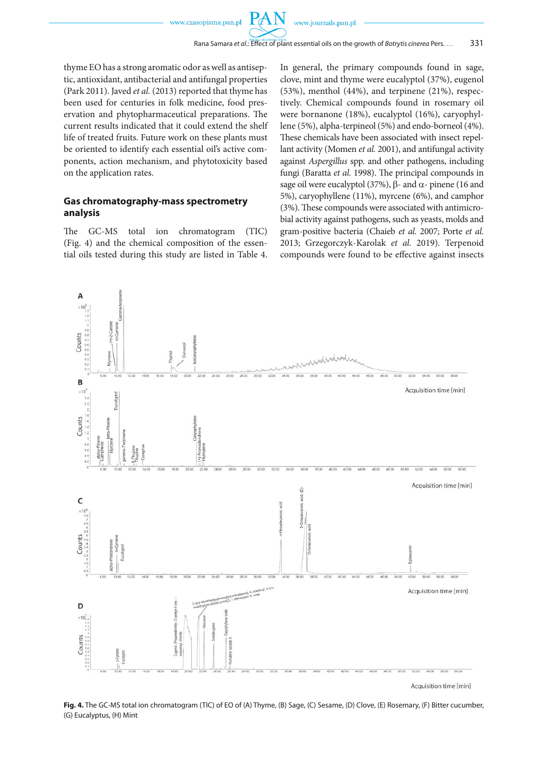thyme EO has a strong aromatic odor as well as antiseptic, antioxidant, antibacterial and antifungal properties (Park 2011). Javed *et al.* (2013) reported that thyme has been used for centuries in folk medicine, food preservation and phytopharmaceutical preparations. The current results indicated that it could extend the shelf life of treated fruits. Future work on these plants must be oriented to identify each essential oil's active components, action mechanism, and phytotoxicity based on the application rates.

### Gas chromatography-mass spectrometry analysis

The GC-MS total ion chromatogram (TIC) (Fig. 4) and the chemical composition of the essential oils tested during this study are listed in Table 4. In general, the primary compounds found in sage, clove, mint and thyme were eucalyptol (37%), eugenol (53%), menthol (44%), and terpinene (21%), respectively. Chemical compounds found in rosemary oil were bornanone (18%), eucalyptol (16%), caryophyllene (5%), alpha-terpineol (5%) and endo-borneol (4%). These chemicals have been associated with insect repellant activity (Momen *et al.* 2001), and antifungal activity against *Aspergillus* spp. and other pathogens, including fungi (Baratta *et al.* 1998). The principal compounds in sage oil were eucalyptol (37%), β- and α- pinene (16 and 5%), caryophyllene (11%), myrcene (6%), and camphor (3%). These compounds were associated with antimicrobial activity against pathogens, such as yeasts, molds and gram-positive bacteria (Chaieb *et al.* 2007; Porte *et al.* 2013; Grzegorczyk-Karolak *et al.* 2019). Terpenoid compounds were found to be effective against insects

**Fig. 4.** The GC-MS total ion chromatogram (TIC) of EO of (A) Thyme, (B) Sage, (C) Sesame, (D) Clove, (E) Rosemary, (F) Bitter cucumber, (G) Eucalyptus, (H) Mint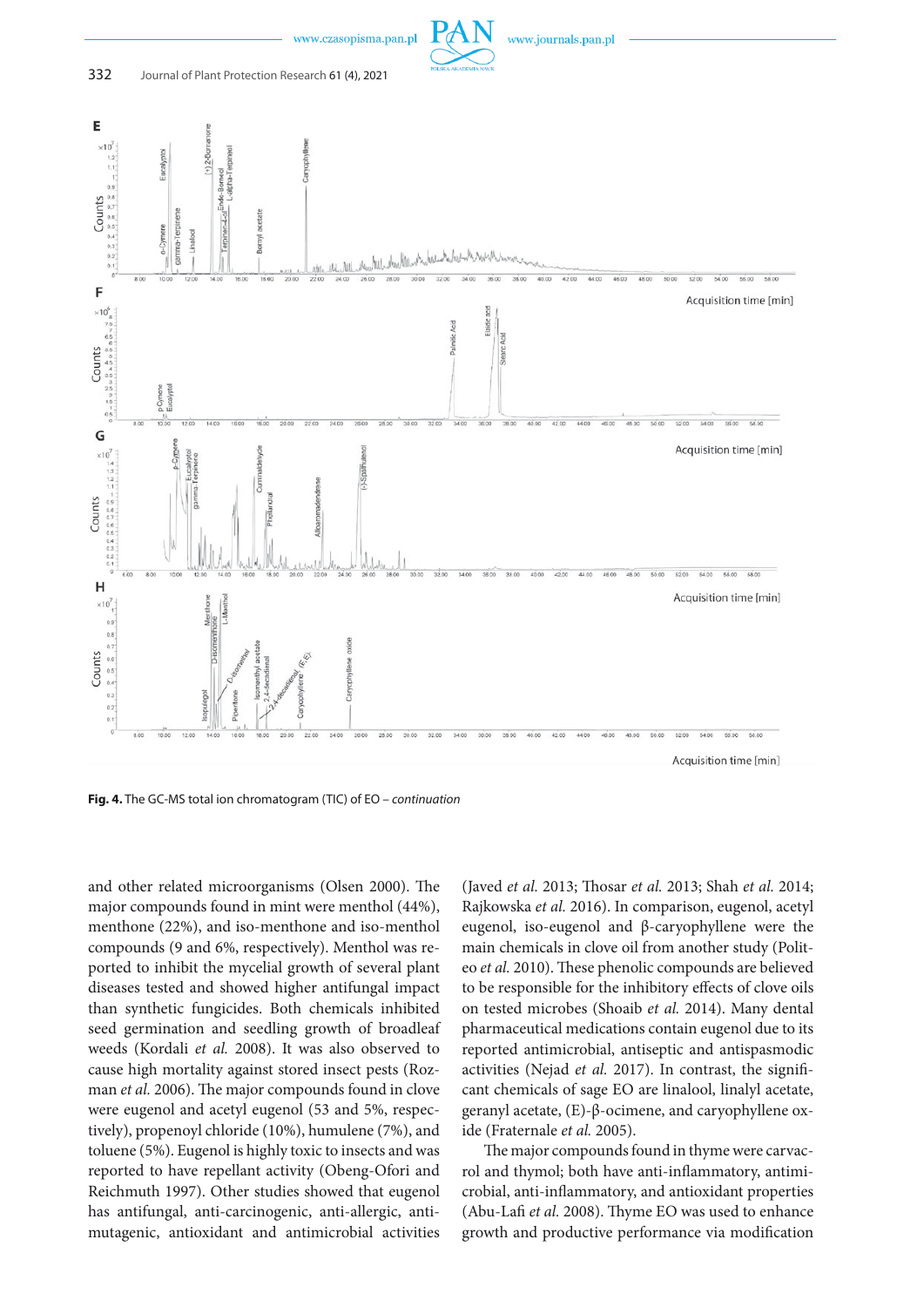Fig. 4. The GC-MS total ion chromatogram (TIC) of EO – *continuation*

and other related microorganisms (Olsen 2000). The major compounds found in mint were menthol (44%), menthone (22%), and iso-menthone and iso-menthol compounds (9 and 6%, respectively). Menthol was reported to inhibit the mycelial growth of several plant diseases tested and showed higher antifungal impact than synthetic fungicides. Both chemicals inhibited seed germination and seedling growth of broadleaf weeds (Kordali *et al.* 2008). It was also observed to cause high mortality against stored insect pests (Rozman *et al.* 2006). The major compounds found in clove were eugenol and acetyl eugenol (53 and 5%, respectively), propenoyl chloride (10%), humulene (7%), and toluene (5%). Eugenol is highly toxic to insects and was reported to have repellant activity (Obeng-Ofori and Reichmuth 1997). Other studies showed that eugenol has antifungal, anti-carcinogenic, anti-allergic, anti-mutagenic, antioxidant and antimicrobial activities (Javed *et al.* 2013; Thosar *et al.* 2013; Shah *et al.* 2014; Rajkowska *et al.* 2016). In comparison, eugenol, acetyl eugenol, iso-eugenol and β-caryophyllene were the main chemicals in clove oil from another study (Politeo *et al.* 2010). These phenolic compounds are believed to be responsible for the inhibitory effects of clove oils on tested microbes (Shoaib *et al.* 2014). Many dental pharmaceutical medications contain eugenol due to its reported antimicrobial, antiseptic and antispasmodic activities (Nejad *et al.* 2017). In contrast, the significant chemicals of sage EO are linalool, linalyl acetate, geranyl acetate, (E)-β-ocimene, and caryophyllene oxide (Fraternale *et al.* 2005).

The major compounds found in thyme were carvacrol and thymol; both have anti-inflammatory, antimicrobial, anti-inflammatory, and antioxidant properties (Abu-Lafi *et al.* 2008). Thyme EO was used to enhance growth and productive performance via modification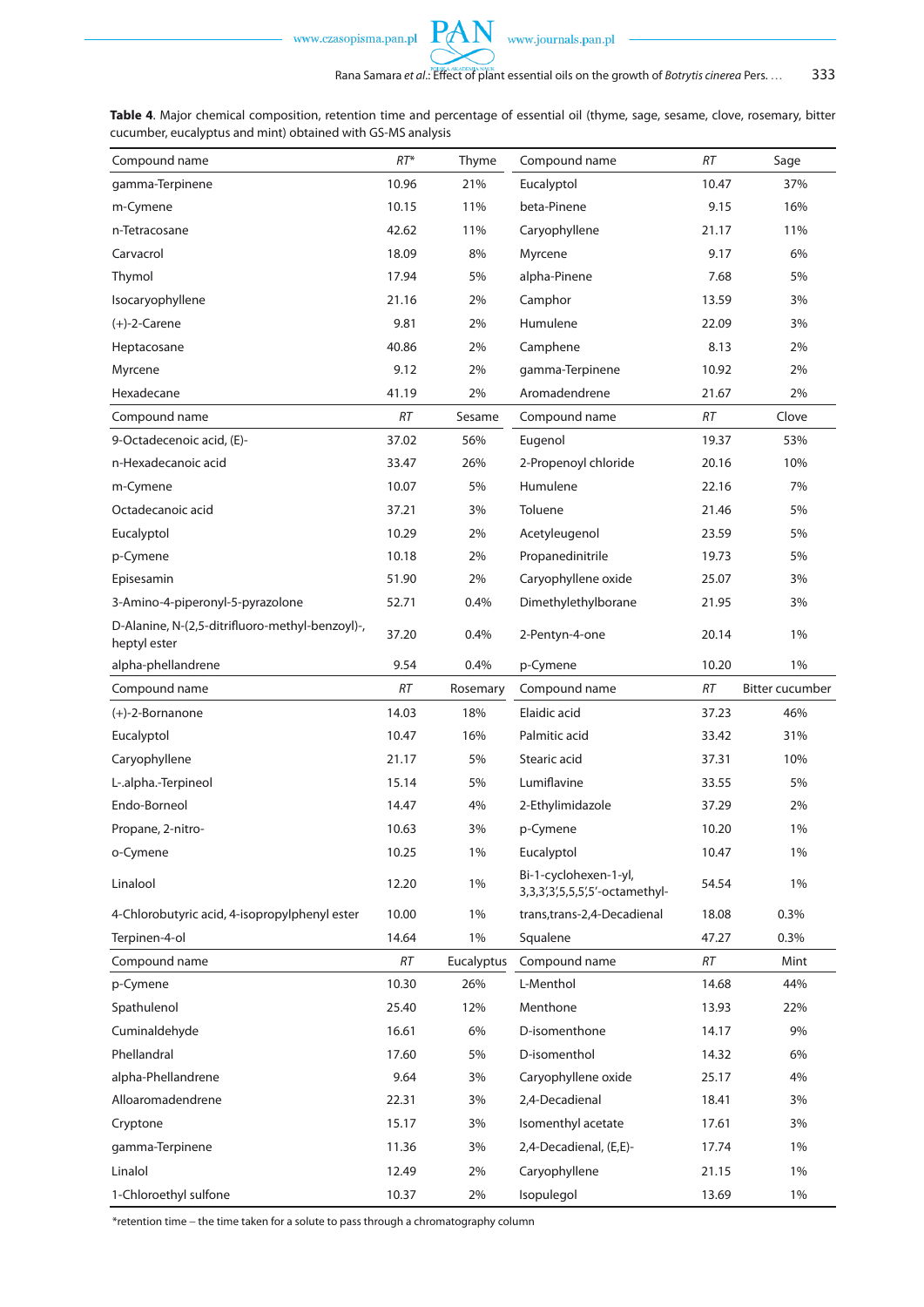**Table 4**. Major chemical composition, retention time and percentage of essential oil (thyme, sage, sesame, clove, rosemary, bitter cucumber, eucalyptus and mint) obtained with GS-MS analysis

| Compound name | RT* | Thyme | Compound name | RT | Sage |
|---|---|---|---|---|---|
| gamma-Terpinene | 10.96 | 21% | Eucalyptol | 10.47 | 37% |
| m-Cymene | 10.15 | 11% | beta-Pinene | 9.15 | 16% |
| n-Tetracosane | 42.62 | 11% | Caryophyllene | 21.17 | 11% |
| Carvacrol | 18.09 | 8% | Myrcene | 9.17 | 6% |
| Thymol | 17.94 | 5% | alpha-Pinene | 7.68 | 5% |
| Isocaryophyllene | 21.16 | 2% | Camphor | 13.59 | 3% |
| (+)-2-Carene | 9.81 | 2% | Humulene | 22.09 | 3% |
| Heptacosane | 40.86 | 2% | Camphene | 8.13 | 2% |
| Myrcene | 9.12 | 2% | gamma-Terpinene | 10.92 | 2% |
| Hexadecane | 41.19 | 2% | Aromadendrene | 21.67 | 2% |
| **Compound name** | **RT** | **Sesame** | **Compound name** | **RT** | **Clove** |
| 9-Octadecenoic acid, (E)- | 37.02 | 56% | Eugenol | 19.37 | 53% |
| n-Hexadecanoic acid | 33.47 | 26% | 2-Propenoyl chloride | 20.16 | 10% |
| m-Cymene | 10.07 | 5% | Humulene | 22.16 | 7% |
| Octadecanoic acid | 37.21 | 3% | Toluene | 21.46 | 5% |
| Eucalyptol | 10.29 | 2% | Acetyleugenol | 23.59 | 5% |
| p-Cymene | 10.18 | 2% | Propanedinitrile | 19.73 | 5% |
| Episesamin | 51.90 | 2% | Caryophyllene oxide | 25.07 | 3% |
| 3-Amino-4-piperonyl-5-pyrazolone | 52.71 | 0.4% | Dimethylethylborane | 21.95 | 3% |
| D-Alanine, N-(2,5-ditrifluoro-methyl-benzoyl)-, heptyl ester | 37.20 | 0.4% | 2-Pentyn-4-one | 20.14 | 1% |
| alpha-phellandrene | 9.54 | 0.4% | p-Cymene | 10.20 | 1% |
| **Compound name** | **RT** | **Rosemary** | **Compound name** | **RT** | **Bitter cucumber** |
| (+)-2-Bornanone | 14.03 | 18% | Elaidic acid | 37.23 | 46% |
| Eucalyptol | 10.47 | 16% | Palmitic acid | 33.42 | 31% |
| Caryophyllene | 21.17 | 5% | Stearic acid | 37.31 | 10% |
| L-.alpha.-Terpineol | 15.14 | 5% | Lumiflavine | 33.55 | 5% |
| Endo-Borneol | 14.47 | 4% | 2-Ethylimidazole | 37.29 | 2% |
| Propane, 2-nitro- | 10.63 | 3% | p-Cymene | 10.20 | 1% |
| o-Cymene | 10.25 | 1% | Eucalyptol | 10.47 | 1% |
| Linalool | 12.20 | 1% | Bi-1-cyclohexen-1-yl, 3,3,3',3',5,5,5',5'-octamethyl- | 54.54 | 1% |
| 4-Chlorobutyric acid, 4-isopropylphenyl ester | 10.00 | 1% | trans,trans-2,4-Decadienal | 18.08 | 0.3% |
| Terpinen-4-ol | 14.64 | 1% | Squalene | 47.27 | 0.3% |
| **Compound name** | **RT** | **Eucalyptus** | **Compound name** | **RT** | **Mint** |
| p-Cymene | 10.30 | 26% | L-Menthol | 14.68 | 44% |
| Spathulenol | 25.40 | 12% | Menthone | 13.93 | 22% |
| Cuminaldehyde | 16.61 | 6% | D-isomenthone | 14.17 | 9% |
| Phellandral | 17.60 | 5% | D-isomenthol | 14.32 | 6% |
| alpha-Phellandrene | 9.64 | 3% | Caryophyllene oxide | 25.17 | 4% |
| Alloaromadendrene | 22.31 | 3% | 2,4-Decadienal | 18.41 | 3% |
| Cryptone | 15.17 | 3% | Isomenthyl acetate | 17.61 | 3% |
| gamma-Terpinene | 11.36 | 3% | 2,4-Decadienal, (E,E)- | 17.74 | 1% |
| Linalol | 12.49 | 2% | Caryophyllene | 21.15 | 1% |
| 1-Chloroethyl sulfone | 10.37 | 2% | Isopulegol | 13.69 | 1% |

*retention time – the time taken for a solute to pass through a chromatography column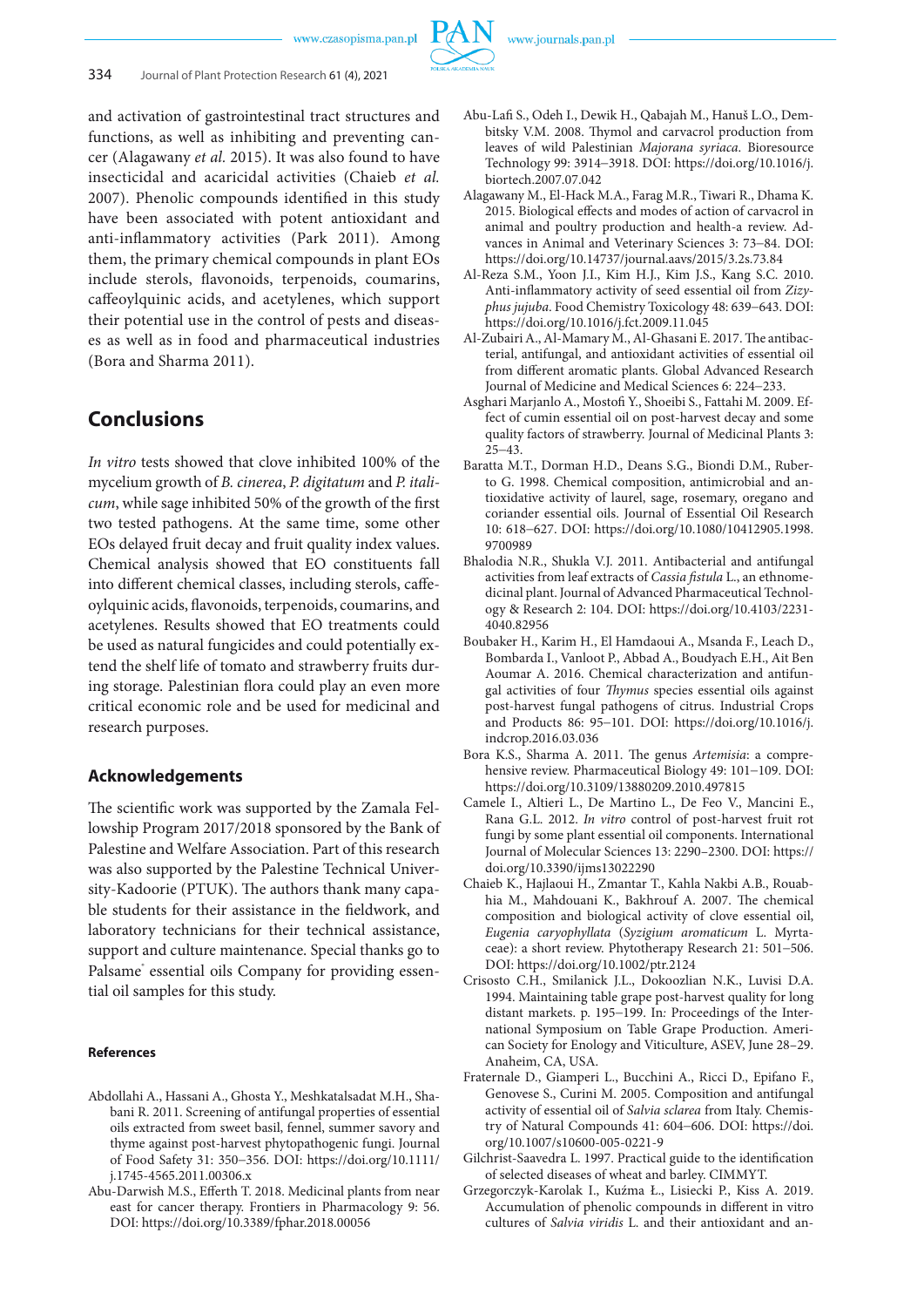and activation of gastrointestinal tract structures and functions, as well as inhibiting and preventing cancer (Alagawany *et al.* 2015). It was also found to have insecticidal and acaricidal activities (Chaieb *et al.* 2007). Phenolic compounds identified in this study have been associated with potent antioxidant and anti-inflammatory activities (Park 2011). Among them, the primary chemical compounds in plant EOs include sterols, flavonoids, terpenoids, coumarins, caffeoylquinic acids, and acetylenes, which support their potential use in the control of pests and diseases as well as in food and pharmaceutical industries (Bora and Sharma 2011).

## Conclusions

*In vitro* tests showed that clove inhibited 100% of the mycelium growth of *B. cinerea*, *P. digitatum* and *P. italicum*, while sage inhibited 50% of the growth of the first two tested pathogens. At the same time, some other EOs delayed fruit decay and fruit quality index values. Chemical analysis showed that EO constituents fall into different chemical classes, including sterols, caffeoylquinic acids, flavonoids, terpenoids, coumarins, and acetylenes. Results showed that EO treatments could be used as natural fungicides and could potentially extend the shelf life of tomato and strawberry fruits during storage. Palestinian flora could play an even more critical economic role and be used for medicinal and research purposes.

### Acknowledgements

The scientific work was supported by the Zamala Fellowship Program 2017/2018 sponsored by the Bank of Palestine and Welfare Association. Part of this research was also supported by the Palestine Technical University-Kadoorie (PTUK). The authors thank many capable students for their assistance in the fieldwork, and laboratory technicians for their technical assistance, support and culture maintenance. Special thanks go to Palsame® essential oils Company for providing essential oil samples for this study.

#### References

Abdollahi A., Hassani A., Ghosta Y., Meshkatalsadat M.H., Shabani R. 2011. Screening of antifungal properties of essential oils extracted from sweet basil, fennel, summer savory and thyme against post-harvest phytopathogenic fungi. Journal of Food Safety 31: 350–356. DOI: https://doi.org/10.1111/j.1745-4565.2011.00306.x

Abu-Darwish M.S., Efferth T. 2018. Medicinal plants from near east for cancer therapy. Frontiers in Pharmacology 9: 56. DOI: https://doi.org/10.3389/fphar.2018.00056

Abu-Lafi S., Odeh I., Dewik H., Qabajah M., Hanuš L.O., Dembitsky V.M. 2008. Thymol and carvacrol production from leaves of wild Palestinian *Majorana syriaca*. Bioresource Technology 99: 3914–3918. DOI: https://doi.org/10.1016/j.biortech.2007.07.042

Alagawany M., El-Hack M.A., Farag M.R., Tiwari R., Dhama K. 2015. Biological effects and modes of action of carvacrol in animal and poultry production and health-a review. Advances in Animal and Veterinary Sciences 3: 73–84. DOI: https://doi.org/10.14737/journal.aavs/2015/3.2s.73.84

Al-Reza S.M., Yoon J.I., Kim H.J., Kim J.S., Kang S.C. 2010. Anti-inflammatory activity of seed essential oil from *Zizyphus jujuba*. Food Chemistry Toxicology 48: 639–643. DOI: https://doi.org/10.1016/j.fct.2009.11.045

Al-Zubairi A., Al-Mamary M., Al-Ghasani E. 2017. The antibacterial, antifungal, and antioxidant activities of essential oil from different aromatic plants. Global Advanced Research Journal of Medicine and Medical Sciences 6: 224–233.

Asghari Marjanlo A., Mostofi Y., Shoeibi S., Fattahi M. 2009. Effect of cumin essential oil on post-harvest decay and some quality factors of strawberry. Journal of Medicinal Plants 3: 25–43.

Baratta M.T., Dorman H.D., Deans S.G., Biondi D.M., Ruberto G. 1998. Chemical composition, antimicrobial and antioxidative activity of laurel, sage, rosemary, oregano and coriander essential oils. Journal of Essential Oil Research 10: 618–627. DOI: https://doi.org/10.1080/10412905.1998.9700989

Bhalodia N.R., Shukla V.J. 2011. Antibacterial and antifungal activities from leaf extracts of *Cassia fistula* L., an ethnomedicinal plant. Journal of Advanced Pharmaceutical Technology & Research 2: 104. DOI: https://doi.org/10.4103/2231-4040.82956

Boubaker H., Karim H., El Hamdaoui A., Msanda F., Leach D., Bombarda I., Vanloot P., Abbad A., Boudyach E.H., Ait Ben Aoumar A. 2016. Chemical characterization and antifungal activities of four *Thymus* species essential oils against post-harvest fungal pathogens of citrus. Industrial Crops and Products 86: 95–101. DOI: https://doi.org/10.1016/j.indcrop.2016.03.036

Bora K.S., Sharma A. 2011. The genus *Artemisia*: a comprehensive review. Pharmaceutical Biology 49: 101–109. DOI: https://doi.org/10.3109/13880209.2010.497815

Camele I., Altieri L., De Martino L., De Feo V., Mancini E., Rana G.L. 2012. *In vitro* control of post-harvest fruit rot fungi by some plant essential oil components. International Journal of Molecular Sciences 13: 2290–2300. DOI: https://doi.org/10.3390/ijms13022290

Chaieb K., Hajlaoui H., Zmantar T., Kahla Nakbi A.B., Rouabhia M., Mahdouani K., Bakhrouf A. 2007. The chemical composition and biological activity of clove essential oil, *Eugenia caryophyllata* (*Syzigium aromaticum* L. Myrtaceae): a short review. Phytotherapy Research 21: 501–506. DOI: https://doi.org/10.1002/ptr.2124

Crisosto C.H., Smilanick J.L., Dokoozlian N.K., Luvisi D.A. 1994. Maintaining table grape post-harvest quality for long distant markets. p. 195–199. In: Proceedings of the International Symposium on Table Grape Production. American Society for Enology and Viticulture, ASEV, June 28–29. Anaheim, CA, USA.

Fraternale D., Giamperi L., Bucchini A., Ricci D., Epifano F., Genovese S., Curini M. 2005. Composition and antifungal activity of essential oil of *Salvia sclarea* from Italy. Chemistry of Natural Compounds 41: 604–606. DOI: https://doi.org/10.1007/s10600-005-0221-9

Gilchrist-Saavedra L. 1997. Practical guide to the identification of selected diseases of wheat and barley. CIMMYT.

Grzegorczyk-Karolak I., Kuźma Ł., Lisiecki P., Kiss A. 2019. Accumulation of phenolic compounds in different in vitro cultures of *Salvia viridis* L. and their antioxidant and an-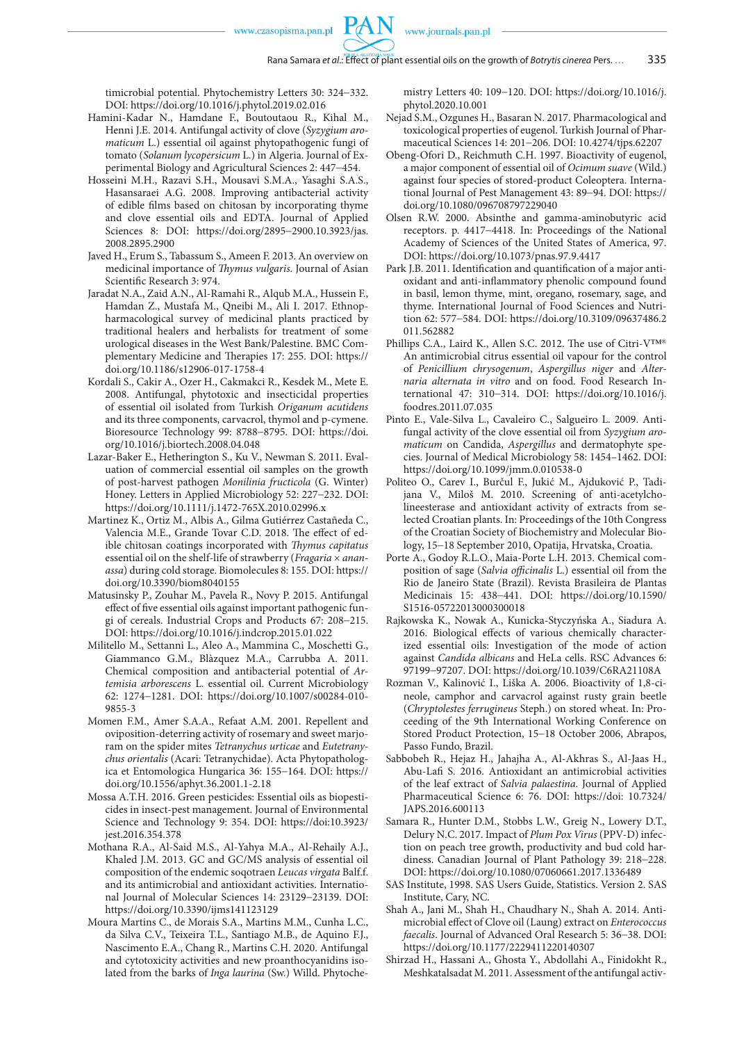timicrobial potential. Phytochemistry Letters 30: 324–332. DOI: https://doi.org/10.1016/j.phytol.2019.02.016

Hamini-Kadar N., Hamdane F., Boutoutaou R., Kihal M., Henni J.E. 2014. Antifungal activity of clove (*Syzygium aromaticum* L.) essential oil against phytopathogenic fungi of tomato (*Solanum lycopersicum* L.) in Algeria. Journal of Experimental Biology and Agricultural Sciences 2: 447–454.

Hosseini M.H., Razavi S.H., Mousavi S.M.A., Yasaghi S.A.S., Hasansaraei A.G. 2008. Improving antibacterial activity of edible films based on chitosan by incorporating thyme and clove essential oils and EDTA. Journal of Applied Sciences 8: DOI: https://doi.org/2895–2900.10.3923/jas.2008.2895.2900

Javed H., Erum S., Tabassum S., Ameen F. 2013. An overview on medicinal importance of *Thymus vulgaris*. Journal of Asian Scientific Research 3: 974.

Jaradat N.A., Zaid A.N., Al-Ramahi R., Alqub M.A., Hussein F., Hamdan Z., Mustafa M., Qneibi M., Ali I. 2017. Ethnopharmacological survey of medicinal plants practiced by traditional healers and herbalists for treatment of some urological diseases in the West Bank/Palestine. BMC Complementary Medicine and Therapies 17: 255. DOI: https://doi.org/10.1186/s12906-017-1758-4

Kordali S., Cakir A., Ozer H., Cakmakci R., Kesdek M., Mete E. 2008. Antifungal, phytotoxic and insecticidal properties of essential oil isolated from Turkish *Origanum acutidens* and its three components, carvacrol, thymol and p-cymene. Bioresource Technology 99: 8788–8795. DOI: https://doi.org/10.1016/j.biortech.2008.04.048

Lazar-Baker E., Hetherington S., Ku V., Newman S. 2011. Evaluation of commercial essential oil samples on the growth of post-harvest pathogen *Monilinia fructicola* (G. Winter) Honey. Letters in Applied Microbiology 52: 227–232. DOI: https://doi.org/10.1111/j.1472-765X.2010.02996.x

Martinez K., Ortiz M., Albis A., Gilma Gutiérrez Castañeda C., Valencia M.E., Grande Tovar C.D. 2018. The effect of edible chitosan coatings incorporated with *Thymus capitatus* essential oil on the shelf-life of strawberry (*Fragaria* × *ananassa*) during cold storage. Biomolecules 8: 155. DOI: https://doi.org/10.3390/biom8040155

Matusinsky P., Zouhar M., Pavela R., Novy P. 2015. Antifungal effect of five essential oils against important pathogenic fungi of cereals. Industrial Crops and Products 67: 208–215. DOI: https://doi.org/10.1016/j.indcrop.2015.01.022

Militello M., Settanni L., Aleo A., Mammina C., Moschetti G., Giammanco G.M., Blàzquez M.A., Carrubba A. 2011. Chemical composition and antibacterial potential of *Artemisia arborescens* L. essential oil. Current Microbiology 62: 1274–1281. DOI: https://doi.org/10.1007/s00284-010-9855-3

Momen F.M., Amer S.A.A., Refaat A.M. 2001. Repellent and oviposition-deterring activity of rosemary and sweet marjoram on the spider mites *Tetranychus urticae* and *Eutetranychus orientalis* (Acari: Tetranychidae). Acta Phytopathologica et Entomologica Hungarica 36: 155–164. DOI: https://doi.org/10.1556/aphyt.36.2001.1-2.18

Mossa A.T.H. 2016. Green pesticides: Essential oils as biopesticides in insect-pest management. Journal of Environmental Science and Technology 9: 354. DOI: https://doi:10.3923/jest.2016.354.378

Mothana R.A., Al-Said M.S., Al-Yahya M.A., Al-Rehaily A.J., Khaled J.M. 2013. GC and GC/MS analysis of essential oil composition of the endemic soqotraen *Leucas virgata* Balf.f. and its antimicrobial and antioxidant activities. International Journal of Molecular Sciences 14: 23129–23139. DOI: https://doi.org/10.3390/ijms141123129

Moura Martins C., de Morais S.A., Martins M.M., Cunha L.C., da Silva C.V., Teixeira T.L., Santiago M.B., de Aquino F.J., Nascimento E.A., Chang R., Martins C.H. 2020. Antifungal and cytotoxicity activities and new proanthocyanidins isolated from the barks of *Inga laurina* (Sw.) Willd. Phytochemistry Letters 40: 109–120. DOI: https://doi.org/10.1016/j.phytol.2020.10.001

Nejad S.M., Ozgunes H., Basaran N. 2017. Pharmacological and toxicological properties of eugenol. Turkish Journal of Pharmaceutical Sciences 14: 201–206. DOI: 10.4274/tjps.62207

Obeng-Ofori D., Reichmuth C.H. 1997. Bioactivity of eugenol, a major component of essential oil of *Ocimum suave* (Wild.) against four species of stored-product Coleoptera. International Journal of Pest Management 43: 89–94. DOI: https://doi.org/10.1080/096708797229040

Olsen R.W. 2000. Absinthe and gamma-aminobutyric acid receptors. p. 4417–4418. In: Proceedings of the National Academy of Sciences of the United States of America, 97. DOI: https://doi.org/10.1073/pnas.97.9.4417

Park J.B. 2011. Identification and quantification of a major antioxidant and anti-inflammatory phenolic compound found in basil, lemon thyme, mint, oregano, rosemary, sage, and thyme. International Journal of Food Sciences and Nutrition 62: 577–584. DOI: https://doi.org/10.3109/09637486.2011.562882

Phillips C.A., Laird K., Allen S.C. 2012. The use of Citri-V™® An antimicrobial citrus essential oil vapour for the control of *Penicillium chrysogenum*, *Aspergillus niger* and *Alternaria alternata in vitro* and on food. Food Research International 47: 310–314. DOI: https://doi.org/10.1016/j.foodres.2011.07.035

Pinto E., Vale-Silva L., Cavaleiro C., Salgueiro L. 2009. Antifungal activity of the clove essential oil from *Syzygium aromaticum* on Candida, *Aspergillus* and dermatophyte species. Journal of Medical Microbiology 58: 1454–1462. DOI: https://doi.org/10.1099/jmm.0.010538-0

Politeo O., Carev I., Burčul F., Jukić M., Ajduković P., Tadijana V., Miloš M. 2010. Screening of anti-acetylcholineesterase and antioxidant activity of extracts from selected Croatian plants. In: Proceedings of the 10th Congress of the Croatian Society of Biochemistry and Molecular Biology, 15–18 September 2010, Opatija, Hrvatska, Croatia.

Porte A., Godoy R.L.O., Maia-Porte L.H. 2013. Chemical composition of sage (*Salvia officinalis* L.) essential oil from the Rio de Janeiro State (Brazil). Revista Brasileira de Plantas Medicinais 15: 438–441. DOI: https://doi.org/10.1590/S1516-05722013000300018

Rajkowska K., Nowak A., Kunicka-Styczyńska A., Siadura A. 2016. Biological effects of various chemically characterized essential oils: Investigation of the mode of action against *Candida albicans* and HeLa cells. RSC Advances 6: 97199–97207. DOI: https://doi.org/10.1039/C6RA21108A

Rozman V., Kalinović I., Liška A. 2006. Bioactivity of 1,8-cineole, camphor and carvacrol against rusty grain beetle (*Chryptolestes ferrugineus* Steph.) on stored wheat. In: Proceeding of the 9th International Working Conference on Stored Product Protection, 15–18 October 2006, Abrapos, Passo Fundo, Brazil.

Sabbobeh R., Hejaz H., Jahajha A., Al-Akhras S., Al-Jaas H., Abu-Lafi S. 2016. Antioxidant an antimicrobial activities of the leaf extract of *Salvia palaestina*. Journal of Applied Pharmaceutical Science 6: 76. DOI: https://doi.org/10.7324/JAPS.2016.600113

Samara R., Hunter D.M., Stobbs L.W., Greig N., Lowery D.T., Delury N.C. 2017. Impact of *Plum Pox Virus* (PPV-D) infection on peach tree growth, productivity and bud cold hardiness. Canadian Journal of Plant Pathology 39: 218–228. DOI: https://doi.org/10.1080/07060661.2017.1336489

SAS Institute, 1998. SAS Users Guide, Statistics. Version 2. SAS Institute, Cary, NC.

Shah A., Jani M., Shah H., Chaudhary N., Shah A. 2014. Antimicrobial effect of Clove oil (Laung) extract on *Enterococcus faecalis*. Journal of Advanced Oral Research 5: 36–38. DOI: https://doi.org/10.1177/2229411220140307

Shirzad H., Hassani A., Ghosta Y., Abdollahi A., Finidokht R., Meshkatalsadat M. 2011. Assessment of the antifungal activ-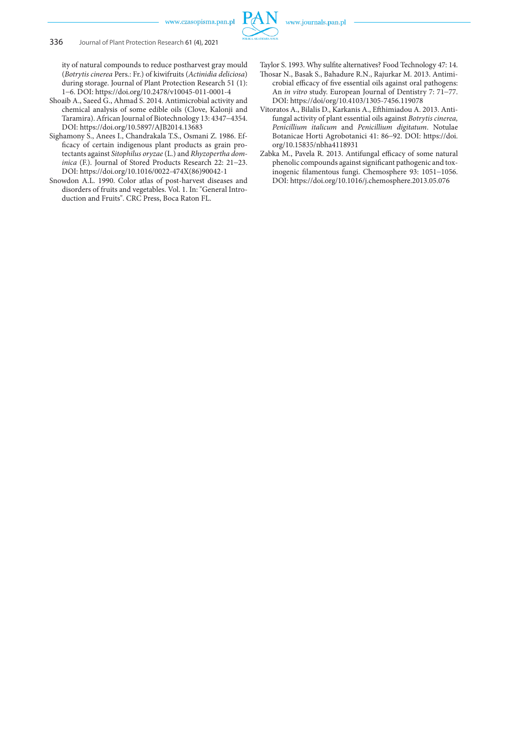ity of natural compounds to reduce postharvest gray mould (*Botrytis cinerea* Pers.: Fr.) of kiwifruits (*Actinidia deliciosa*) during storage. Journal of Plant Protection Research 51 (1): 1–6. DOI: https://doi.org/10.2478/v10045-011-0001-4

Shoaib A., Saeed G., Ahmad S. 2014. Antimicrobial activity and chemical analysis of some edible oils (Clove, Kalonji and Taramira). African Journal of Biotechnology 13: 4347–4354. DOI: https://doi.org/10.5897/AJB2014.13683

Sighamony S., Anees I., Chandrakala T.S., Osmani Z. 1986. Efficacy of certain indigenous plant products as grain protectants against *Sitophilus oryzae* (L.) and *Rhyzopertha dominica* (F.). Journal of Stored Products Research 22: 21–23. DOI: https://doi.org/10.1016/0022-474X(86)90042-1

Snowdon A.L. 1990. Color atlas of post-harvest diseases and disorders of fruits and vegetables. Vol. 1. In: "General Introduction and Fruits". CRC Press, Boca Raton FL.

Taylor S. 1993. Why sulfite alternatives? Food Technology 47: 14.

Thosar N., Basak S., Bahadure R.N., Rajurkar M. 2013. Antimicrobial efficacy of five essential oils against oral pathogens: An *in vitro* study. European Journal of Dentistry 7: 71–77. DOI: https://doi/org/10.4103/1305-7456.119078

Vitoratos A., Bilalis D., Karkanis A., Efthimiadou A. 2013. Antifungal activity of plant essential oils against *Botrytis cinerea, Penicillium italicum* and *Penicillium digitatum*. Notulae Botanicae Horti Agrobotanici 41: 86–92. DOI: https://doi.org/10.15835/nbha4118931

Zabka M., Pavela R. 2013. Antifungal efficacy of some natural phenolic compounds against significant pathogenic and toxinogenic filamentous fungi. Chemosphere 93: 1051–1056. DOI: https://doi.org/10.1016/j.chemosphere.2013.05.076